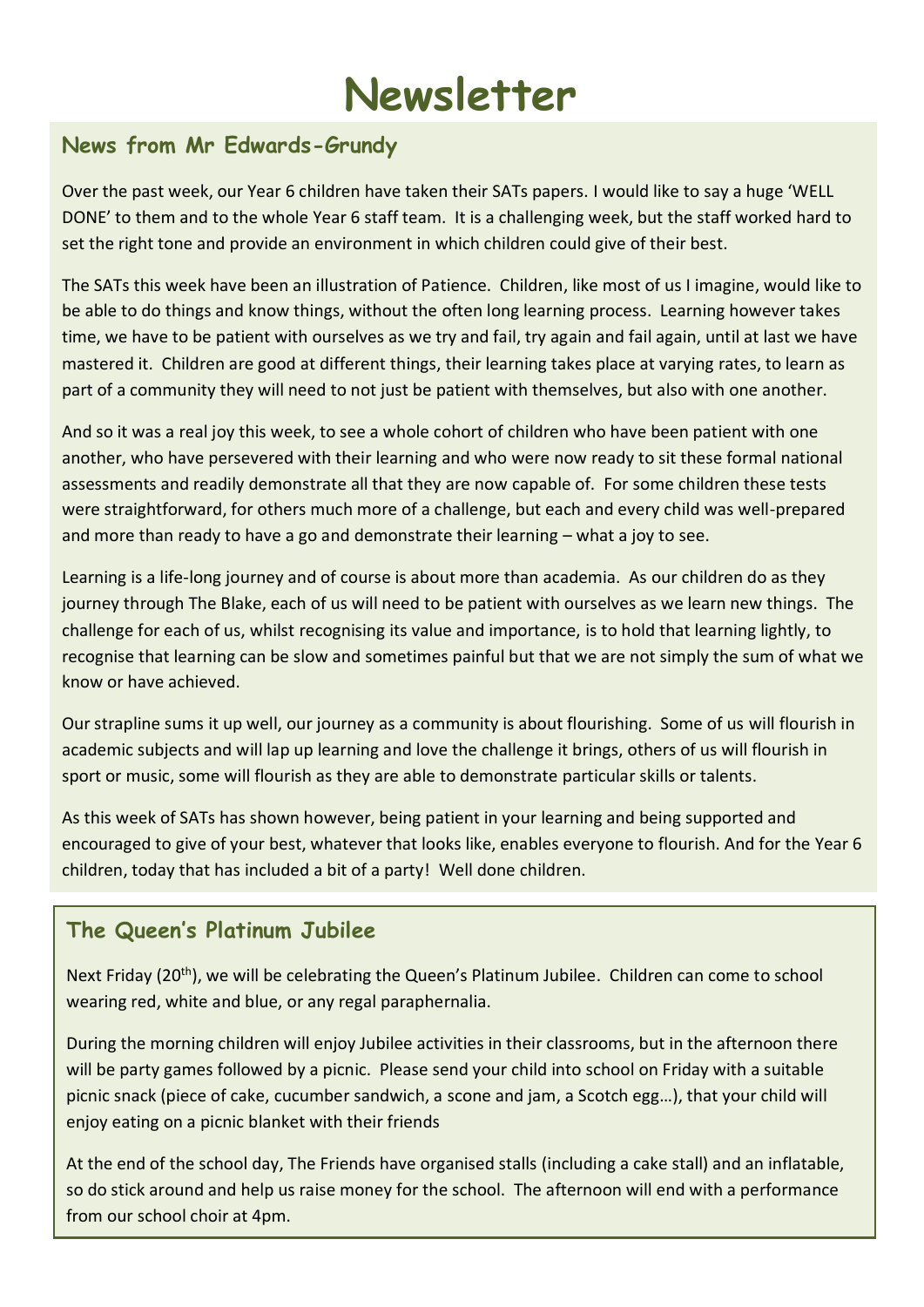# Newsletter

## News from Mr Edwards-Grundy

Over the past week, our Year 6 children have taken their SATs papers. I would like to say a huge 'WELL DONE' to them and to the whole Year 6 staff team. It is a challenging week, but the staff worked hard to set the right tone and provide an environment in which children could give of their best.

The SATs this week have been an illustration of Patience. Children, like most of us I imagine, would like to be able to do things and know things, without the often long learning process. Learning however takes time, we have to be patient with ourselves as we try and fail, try again and fail again, until at last we have mastered it. Children are good at different things, their learning takes place at varying rates, to learn as part of a community they will need to not just be patient with themselves, but also with one another.

And so it was a real joy this week, to see a whole cohort of children who have been patient with one another, who have persevered with their learning and who were now ready to sit these formal national assessments and readily demonstrate all that they are now capable of. For some children these tests were straightforward, for others much more of a challenge, but each and every child was well-prepared and more than ready to have a go and demonstrate their learning – what a joy to see.

Learning is a life-long journey and of course is about more than academia. As our children do as they journey through The Blake, each of us will need to be patient with ourselves as we learn new things. The challenge for each of us, whilst recognising its value and importance, is to hold that learning lightly, to recognise that learning can be slow and sometimes painful but that we are not simply the sum of what we know or have achieved.

Our strapline sums it up well, our journey as a community is about flourishing. Some of us will flourish in academic subjects and will lap up learning and love the challenge it brings, others of us will flourish in sport or music, some will flourish as they are able to demonstrate particular skills or talents.

As this week of SATs has shown however, being patient in your learning and being supported and encouraged to give of your best, whatever that looks like, enables everyone to flourish. And for the Year 6 children, today that has included a bit of a party! Well done children.

## The Queen's Platinum Jubilee

Next Friday (20th), we will be celebrating the Queen's Platinum Jubilee. Children can come to school wearing red, white and blue, or any regal paraphernalia.

During the morning children will enjoy Jubilee activities in their classrooms, but in the afternoon there will be party games followed by a picnic. Please send your child into school on Friday with a suitable picnic snack (piece of cake, cucumber sandwich, a scone and jam, a Scotch egg…), that your child will enjoy eating on a picnic blanket with their friends

At the end of the school day, The Friends have organised stalls (including a cake stall) and an inflatable, so do stick around and help us raise money for the school. The afternoon will end with a performance from our school choir at 4pm.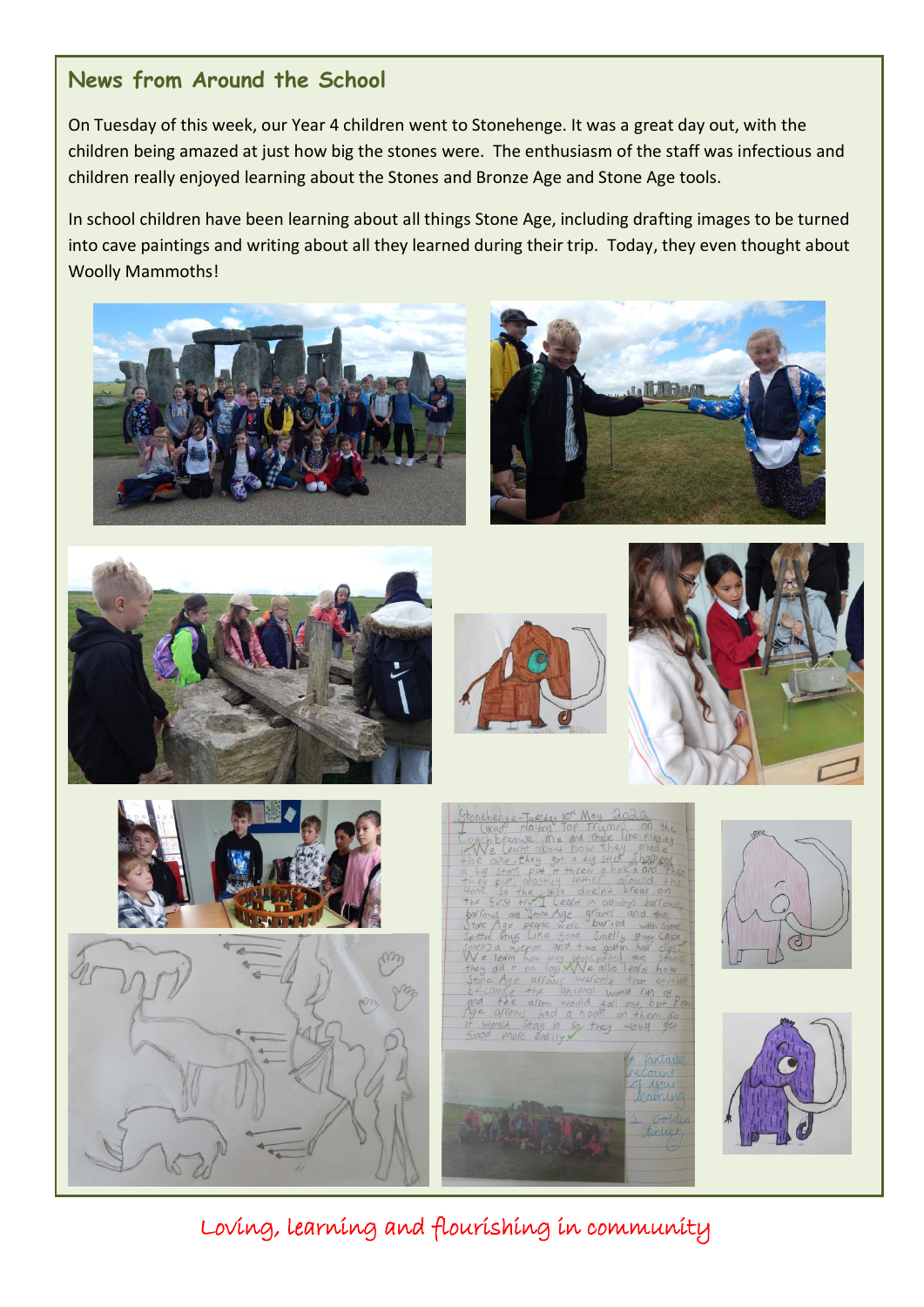## News from Around the School

On Tuesday of this week, our Year 4 children went to Stonehenge. It was a great day out, with the children being amazed at just how big the stones were. The enthusiasm of the staff was infectious and children really enjoyed learning about the Stones and Bronze Age and Stone Age tools.

In school children have been learning about all things Stone Age, including drafting images to be turned into cave paintings and writing about all they learned during their trip. Today, they even thought about Woolly Mammoths!

Loving, learning and flourishing in community